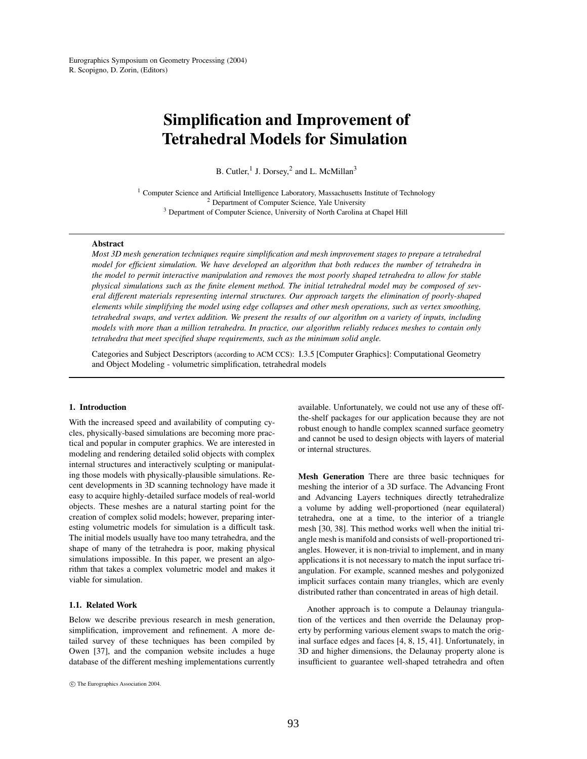# Simplification and Improvement of Tetrahedral Models for Simulation

B. Cutler,[1] J. Dorsey,[2] and L. McMillan[3]

[1] Computer Science and Artificial Intelligence Laboratory, Massachusetts Institute of Technology
[2] Department of Computer Science, Yale University
[3] Department of Computer Science, University of North Carolina at Chapel Hill

---

**Abstract**

*Most 3D mesh generation techniques require simplification and mesh improvement stages to prepare a tetrahedral model for efficient simulation. We have developed an algorithm that both reduces the number of tetrahedra in the model to permit interactive manipulation and removes the most poorly shaped tetrahedra to allow for stable physical simulations such as the finite element method. The initial tetrahedral model may be composed of several different materials representing internal structures. Our approach targets the elimination of poorly-shaped elements while simplifying the model using edge collapses and other mesh operations, such as vertex smoothing, tetrahedral swaps, and vertex addition. We present the results of our algorithm on a variety of inputs, including models with more than a million tetrahedra. In practice, our algorithm reliably reduces meshes to contain only tetrahedra that meet specified shape requirements, such as the minimum solid angle.*

Categories and Subject Descriptors (according to ACM CCS): I.3.5 [Computer Graphics]: Computational Geometry and Object Modeling - volumetric simplification, tetrahedral models

---

## 1. Introduction

With the increased speed and availability of computing cycles, physically-based simulations are becoming more practical and popular in computer graphics. We are interested in modeling and rendering detailed solid objects with complex internal structures and interactively sculpting or manipulating those models with physically-plausible simulations. Recent developments in 3D scanning technology have made it easy to acquire highly-detailed surface models of real-world objects. These meshes are a natural starting point for the creation of complex solid models; however, preparing interesting volumetric models for simulation is a difficult task. The initial models usually have too many tetrahedra, and the shape of many of the tetrahedra is poor, making physical simulations impossible. In this paper, we present an algorithm that takes a complex volumetric model and makes it viable for simulation.

### 1.1. Related Work

Below we describe previous research in mesh generation, simplification, improvement and refinement. A more detailed survey of these techniques has been compiled by Owen [37], and the companion website includes a huge database of the different meshing implementations currently available. Unfortunately, we could not use any of these off-the-shelf packages for our application because they are not robust enough to handle complex scanned surface geometry and cannot be used to design objects with layers of material or internal structures.

**Mesh Generation** There are three basic techniques for meshing the interior of a 3D surface. The Advancing Front and Advancing Layers techniques directly tetrahedralize a volume by adding well-proportioned (near equilateral) tetrahedra, one at a time, to the interior of a triangle mesh [30, 38]. This method works well when the initial triangle mesh is manifold and consists of well-proportioned triangles. However, it is non-trivial to implement, and in many applications it is not necessary to match the input surface triangulation. For example, scanned meshes and polygonized implicit surfaces contain many triangles, which are evenly distributed rather than concentrated in areas of high detail.

Another approach is to compute a Delaunay triangulation of the vertices and then override the Delaunay property by performing various element swaps to match the original surface edges and faces [4, 8, 15, 41]. Unfortunately, in 3D and higher dimensions, the Delaunay property alone is insufficient to guarantee well-shaped tetrahedra and often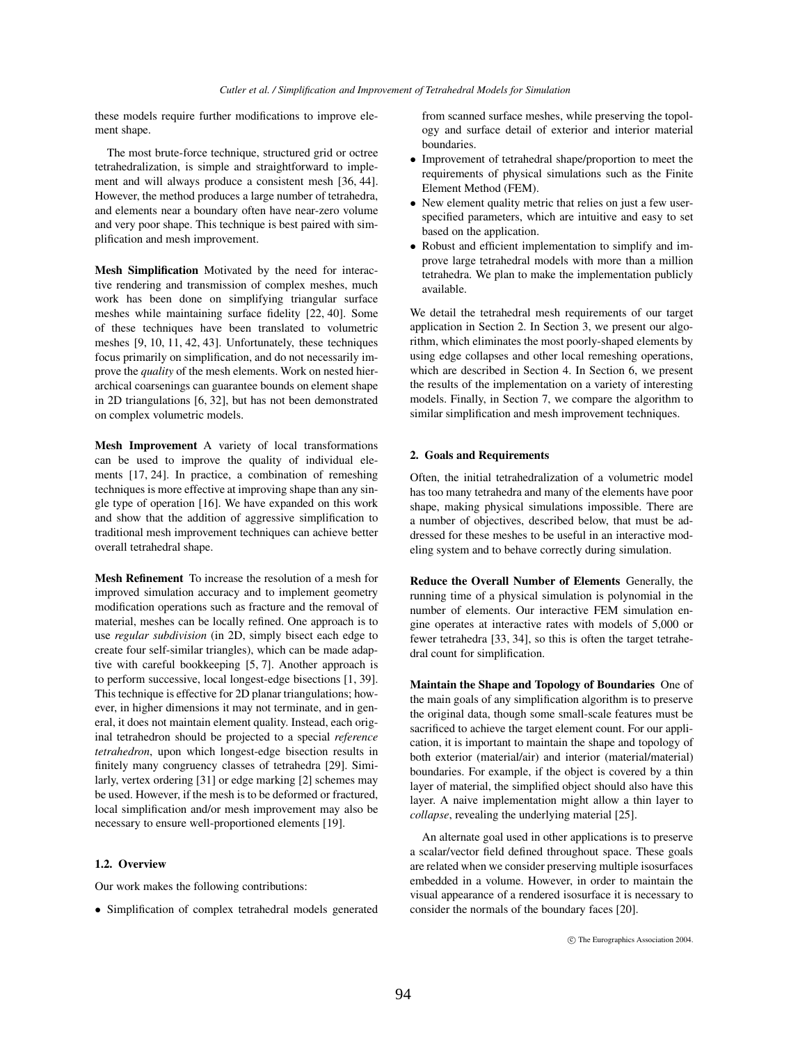these models require further modifications to improve element shape.

The most brute-force technique, structured grid or octree tetrahedralization, is simple and straightforward to implement and will always produce a consistent mesh [36, 44]. However, the method produces a large number of tetrahedra, and elements near a boundary often have near-zero volume and very poor shape. This technique is best paired with simplification and mesh improvement.

**Mesh Simplification** Motivated by the need for interactive rendering and transmission of complex meshes, much work has been done on simplifying triangular surface meshes while maintaining surface fidelity [22, 40]. Some of these techniques have been translated to volumetric meshes [9, 10, 11, 42, 43]. Unfortunately, these techniques focus primarily on simplification, and do not necessarily improve the *quality* of the mesh elements. Work on nested hierarchical coarsenings can guarantee bounds on element shape in 2D triangulations [6, 32], but has not been demonstrated on complex volumetric models.

**Mesh Improvement** A variety of local transformations can be used to improve the quality of individual elements [17, 24]. In practice, a combination of remeshing techniques is more effective at improving shape than any single type of operation [16]. We have expanded on this work and show that the addition of aggressive simplification to traditional mesh improvement techniques can achieve better overall tetrahedral shape.

**Mesh Refinement** To increase the resolution of a mesh for improved simulation accuracy and to implement geometry modification operations such as fracture and the removal of material, meshes can be locally refined. One approach is to use *regular subdivision* (in 2D, simply bisect each edge to create four self-similar triangles), which can be made adaptive with careful bookkeeping [5, 7]. Another approach is to perform successive, local longest-edge bisections [1, 39]. This technique is effective for 2D planar triangulations; however, in higher dimensions it may not terminate, and in general, it does not maintain element quality. Instead, each original tetrahedron should be projected to a special *reference tetrahedron*, upon which longest-edge bisection results in finitely many congruency classes of tetrahedra [29]. Similarly, vertex ordering [31] or edge marking [2] schemes may be used. However, if the mesh is to be deformed or fractured, local simplification and/or mesh improvement may also be necessary to ensure well-proportioned elements [19].

### 1.2. Overview

Our work makes the following contributions:

- Simplification of complex tetrahedral models generated from scanned surface meshes, while preserving the topology and surface detail of exterior and interior material boundaries.
- Improvement of tetrahedral shape/proportion to meet the requirements of physical simulations such as the Finite Element Method (FEM).
- New element quality metric that relies on just a few user-specified parameters, which are intuitive and easy to set based on the application.
- Robust and efficient implementation to simplify and improve large tetrahedral models with more than a million tetrahedra. We plan to make the implementation publicly available.

We detail the tetrahedral mesh requirements of our target application in Section 2. In Section 3, we present our algorithm, which eliminates the most poorly-shaped elements by using edge collapses and other local remeshing operations, which are described in Section 4. In Section 6, we present the results of the implementation on a variety of interesting models. Finally, in Section 7, we compare the algorithm to similar simplification and mesh improvement techniques.

## 2. Goals and Requirements

Often, the initial tetrahedralization of a volumetric model has too many tetrahedra and many of the elements have poor shape, making physical simulations impossible. There are a number of objectives, described below, that must be addressed for these meshes to be useful in an interactive modeling system and to behave correctly during simulation.

**Reduce the Overall Number of Elements** Generally, the running time of a physical simulation is polynomial in the number of elements. Our interactive FEM simulation engine operates at interactive rates with models of 5,000 or fewer tetrahedra [33, 34], so this is often the target tetrahedral count for simplification.

**Maintain the Shape and Topology of Boundaries** One of the main goals of any simplification algorithm is to preserve the original data, though some small-scale features must be sacrificed to achieve the target element count. For our application, it is important to maintain the shape and topology of both exterior (material/air) and interior (material/material) boundaries. For example, if the object is covered by a thin layer of material, the simplified object should also have this layer. A naive implementation might allow a thin layer to *collapse*, revealing the underlying material [25].

An alternate goal used in other applications is to preserve a scalar/vector field defined throughout space. These goals are related when we consider preserving multiple isosurfaces embedded in a volume. However, in order to maintain the visual appearance of a rendered isosurface it is necessary to consider the normals of the boundary faces [20].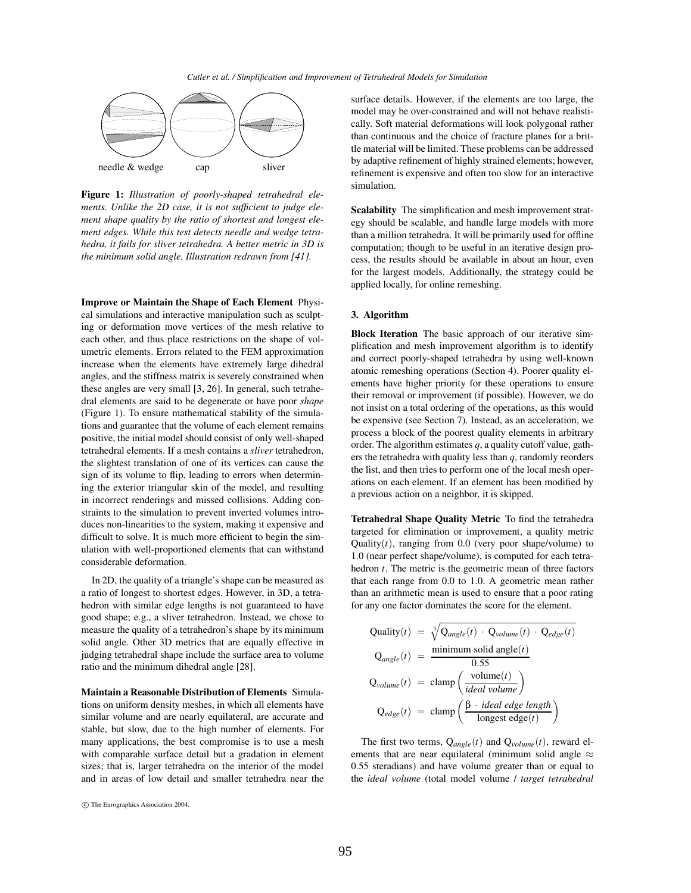needle & wedge    cap    sliver

**Figure 1:** *Illustration of poorly-shaped tetrahedral elements. Unlike the 2D case, it is not sufficient to judge element shape quality by the ratio of shortest and longest element edges. While this test detects needle and wedge tetrahedra, it fails for sliver tetrahedra. A better metric in 3D is the minimum solid angle. Illustration redrawn from [41].*

**Improve or Maintain the Shape of Each Element** Physical simulations and interactive manipulation such as sculpting or deformation move vertices of the mesh relative to each other, and thus place restrictions on the shape of volumetric elements. Errors related to the FEM approximation increase when the elements have extremely large dihedral angles, and the stiffness matrix is severely constrained when these angles are very small [3, 26]. In general, such tetrahedral elements are said to be degenerate or have poor *shape* (Figure 1). To ensure mathematical stability of the simulations and guarantee that the volume of each element remains positive, the initial model should consist of only well-shaped tetrahedral elements. If a mesh contains a *sliver* tetrahedron, the slightest translation of one of its vertices can cause the sign of its volume to flip, leading to errors when determining the exterior triangular skin of the model, and resulting in incorrect renderings and missed collisions. Adding constraints to the simulation to prevent inverted volumes introduces non-linearities to the system, making it expensive and difficult to solve. It is much more efficient to begin the simulation with well-proportioned elements that can withstand considerable deformation.

In 2D, the quality of a triangle's shape can be measured as a ratio of longest to shortest edges. However, in 3D, a tetrahedron with similar edge lengths is not guaranteed to have good shape; e.g., a sliver tetrahedron. Instead, we chose to measure the quality of a tetrahedron's shape by its minimum solid angle. Other 3D metrics that are equally effective in judging tetrahedral shape include the surface area to volume ratio and the minimum dihedral angle [28].

**Maintain a Reasonable Distribution of Elements** Simulations on uniform density meshes, in which all elements have similar volume and are nearly equilateral, are accurate and stable, but slow, due to the high number of elements. For many applications, the best compromise is to use a mesh with comparable surface detail but a gradation in element sizes; that is, larger tetrahedra on the interior of the model and in areas of low detail and smaller tetrahedra near the surface details. However, if the elements are too large, the model may be over-constrained and will not behave realistically. Soft material deformations will look polygonal rather than continuous and the choice of fracture planes for a brittle material will be limited. These problems can be addressed by adaptive refinement of highly strained elements; however, refinement is expensive and often too slow for an interactive simulation.

**Scalability** The simplification and mesh improvement strategy should be scalable, and handle large models with more than a million tetrahedra. It will be primarily used for offline computation; though to be useful in an iterative design process, the results should be available in about an hour, even for the largest models. Additionally, the strategy could be applied locally, for online remeshing.

## 3. Algorithm

**Block Iteration** The basic approach of our iterative simplification and mesh improvement algorithm is to identify and correct poorly-shaped tetrahedra by using well-known atomic remeshing operations (Section 4). Poorer quality elements have higher priority for these operations to ensure their removal or improvement (if possible). However, we do not insist on a total ordering of the operations, as this would be expensive (see Section 7). Instead, as an acceleration, we process a block of the poorest quality elements in arbitrary order. The algorithm estimates $q$, a quality cutoff value, gathers the tetrahedra with quality less than $q$, randomly reorders the list, and then tries to perform one of the local mesh operations on each element. If an element has been modified by a previous action on a neighbor, it is skipped.

**Tetrahedral Shape Quality Metric** To find the tetrahedra targeted for elimination or improvement, a quality metric $\text{Quality}(t)$, ranging from 0.0 (very poor shape/volume) to 1.0 (near perfect shape/volume), is computed for each tetrahedron $t$. The metric is the geometric mean of three factors that each range from 0.0 to 1.0. A geometric mean rather than an arithmetic mean is used to ensure that a poor rating for any one factor dominates the score for the element.

$$
\begin{aligned}
\text{Quality}(t) &= \sqrt[3]{\text{Q}_{angle}(t) \cdot \text{Q}_{volume}(t) \cdot \text{Q}_{edge}(t)} \\
\text{Q}_{angle}(t) &= \frac{\text{minimum solid angle}(t)}{0.55} \\
\text{Q}_{volume}(t) &= \text{clamp}\left(\frac{\text{volume}(t)}{\textit{ideal volume}}\right) \\
\text{Q}_{edge}(t) &= \text{clamp}\left(\frac{\beta \cdot \textit{ideal edge length}}{\text{longest edge}(t)}\right)
\end{aligned}
$$

The first two terms, $\text{Q}_{angle}(t)$ and $\text{Q}_{volume}(t)$, reward elements that are near equilateral (minimum solid angle $\approx$ 0.55 steradians) and have volume greater than or equal to the *ideal volume* (total model volume / *target tetrahedral*

© The Eurographics Association 2004.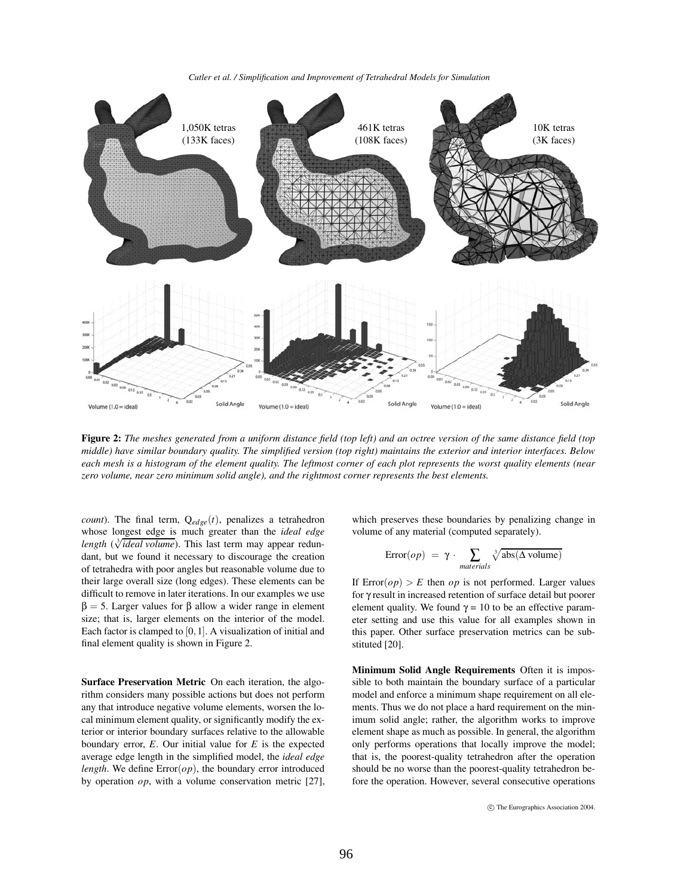**Figure 2:** *The meshes generated from a uniform distance field (top left) and an octree version of the same distance field (top middle) have similar boundary quality. The simplified version (top right) maintains the exterior and interior interfaces. Below each mesh is a histogram of the element quality. The leftmost corner of each plot represents the worst quality elements (near zero volume, near zero minimum solid angle), and the rightmost corner represents the best elements.*

*count*). The final term, $Q_{edge}(t)$, penalizes a tetrahedron whose longest edge is much greater than the *ideal edge length* ($\sqrt[3]{\textit{ideal volume}}$). This last term may appear redundant, but we found it necessary to discourage the creation of tetrahedra with poor angles but reasonable volume due to their large overall size (long edges). These elements can be difficult to remove in later iterations. In our examples we use $\beta = 5$. Larger values for $\beta$ allow a wider range in element size; that is, larger elements on the interior of the model. Each factor is clamped to $[0,1]$. A visualization of initial and final element quality is shown in Figure 2.

**Surface Preservation Metric** On each iteration, the algorithm considers many possible actions but does not perform any that introduce negative volume elements, worsen the local minimum element quality, or significantly modify the exterior or interior boundary surfaces relative to the allowable boundary error, $E$. Our initial value for $E$ is the expected average edge length in the simplified model, the *ideal edge length*. We define $\text{Error}(op)$, the boundary error introduced by operation $op$, with a volume conservation metric [27], which preserves these boundaries by penalizing change in volume of any material (computed separately).

$$\text{Error}(op) = \gamma \cdot \sum_{materials} \sqrt[3]{\text{abs}(\Delta \text{ volume})}$$

If $\text{Error}(op) > E$ then $op$ is not performed. Larger values for $\gamma$ result in increased retention of surface detail but poorer element quality. We found $\gamma = 10$ to be an effective parameter setting and use this value for all examples shown in this paper. Other surface preservation metrics can be substituted [20].

**Minimum Solid Angle Requirements** Often it is impossible to both maintain the boundary surface of a particular model and enforce a minimum shape requirement on all elements. Thus we do not place a hard requirement on the minimum solid angle; rather, the algorithm works to improve element shape as much as possible. In general, the algorithm only performs operations that locally improve the model; that is, the poorest-quality tetrahedron after the operation should be no worse than the poorest-quality tetrahedron before the operation. However, several consecutive operations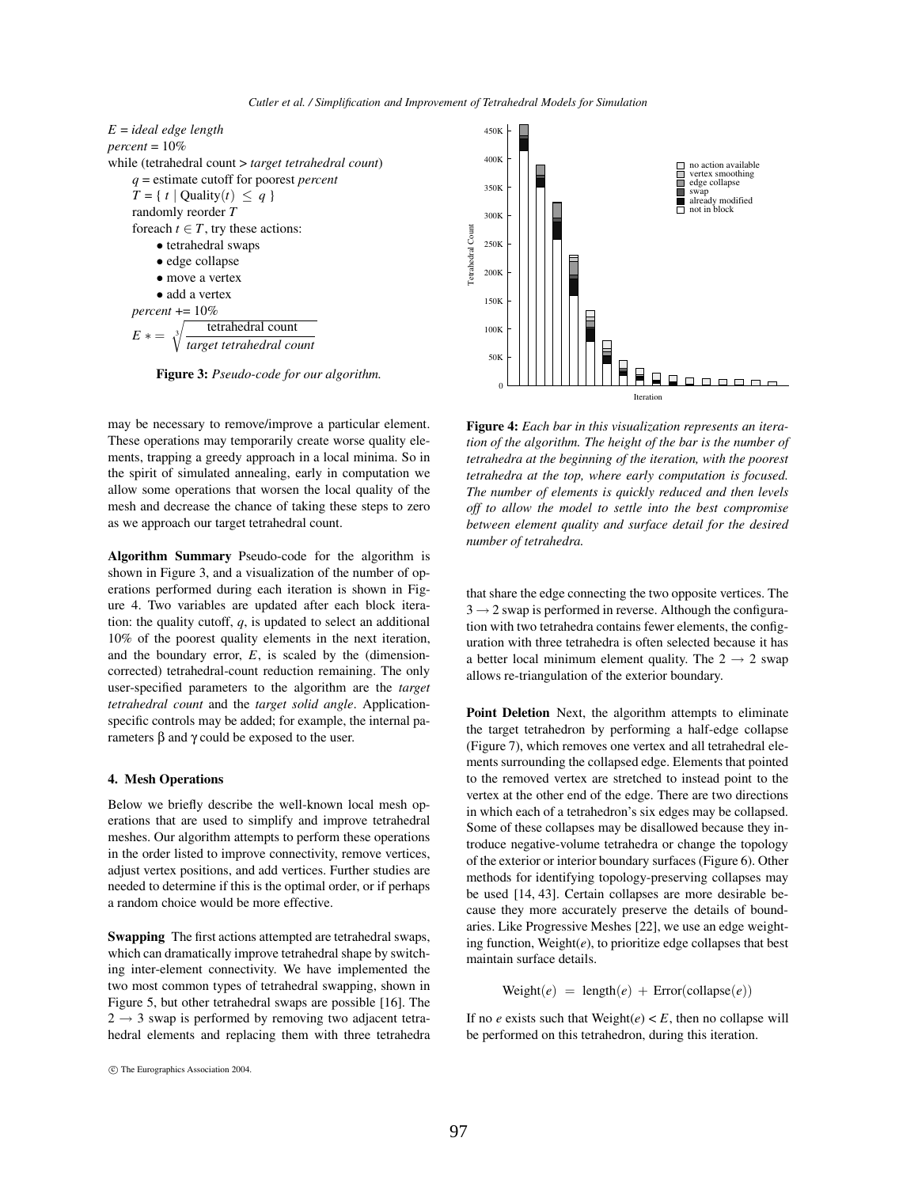$E$ = *ideal edge length*
*percent* = 10%
while (tetrahedral count > *target tetrahedral count*)
    $q$ = estimate cutoff for poorest *percent*
    $T = \{\ t \mid \text{Quality}(t)\ \leq\ q\ \}$
    randomly reorder $T$
    foreach $t \in T$, try these actions:
        • tetrahedral swaps
        • edge collapse
        • move a vertex
        • add a vertex
    *percent* += 10%
    $E \ *= \ \sqrt[3]{\frac{\text{tetrahedral count}}{\textit{target tetrahedral count}}}$

**Figure 3:** *Pseudo-code for our algorithm.*

**Figure 4:** *Each bar in this visualization represents an iteration of the algorithm. The height of the bar is the number of tetrahedra at the beginning of the iteration, with the poorest tetrahedra at the top, where early computation is focused. The number of elements is quickly reduced and then levels off to allow the model to settle into the best compromise between element quality and surface detail for the desired number of tetrahedra.*

may be necessary to remove/improve a particular element. These operations may temporarily create worse quality elements, trapping a greedy approach in a local minima. So in the spirit of simulated annealing, early in computation we allow some operations that worsen the local quality of the mesh and decrease the chance of taking these steps to zero as we approach our target tetrahedral count.

**Algorithm Summary** Pseudo-code for the algorithm is shown in Figure 3, and a visualization of the number of operations performed during each iteration is shown in Figure 4. Two variables are updated after each block iteration: the quality cutoff, $q$, is updated to select an additional 10% of the poorest quality elements in the next iteration, and the boundary error, $E$, is scaled by the (dimension-corrected) tetrahedral-count reduction remaining. The only user-specified parameters to the algorithm are the *target tetrahedral count* and the *target solid angle*. Application-specific controls may be added; for example, the internal parameters $\beta$ and $\gamma$ could be exposed to the user.

## 4. Mesh Operations

Below we briefly describe the well-known local mesh operations that are used to simplify and improve tetrahedral meshes. Our algorithm attempts to perform these operations in the order listed to improve connectivity, remove vertices, adjust vertex positions, and add vertices. Further studies are needed to determine if this is the optimal order, or if perhaps a random choice would be more effective.

**Swapping** The first actions attempted are tetrahedral swaps, which can dramatically improve tetrahedral shape by switching inter-element connectivity. We have implemented the two most common types of tetrahedral swapping, shown in Figure 5, but other tetrahedral swaps are possible [16]. The $2 \rightarrow 3$ swap is performed by removing two adjacent tetrahedral elements and replacing them with three tetrahedra that share the edge connecting the two opposite vertices. The $3 \rightarrow 2$ swap is performed in reverse. Although the configuration with two tetrahedra contains fewer elements, the configuration with three tetrahedra is often selected because it has a better local minimum element quality. The $2 \rightarrow 2$ swap allows re-triangulation of the exterior boundary.

**Point Deletion** Next, the algorithm attempts to eliminate the target tetrahedron by performing a half-edge collapse (Figure 7), which removes one vertex and all tetrahedral elements surrounding the collapsed edge. Elements that pointed to the removed vertex are stretched to instead point to the vertex at the other end of the edge. There are two directions in which each of a tetrahedron's six edges may be collapsed. Some of these collapses may be disallowed because they introduce negative-volume tetrahedra or change the topology of the exterior or interior boundary surfaces (Figure 6). Other methods for identifying topology-preserving collapses may be used [14, 43]. Certain collapses are more desirable because they more accurately preserve the details of boundaries. Like Progressive Meshes [22], we use an edge weighting function, Weight($e$), to prioritize edge collapses that best maintain surface details.

$$\text{Weight}(e) \ = \ \text{length}(e) \ + \ \text{Error}(\text{collapse}(e))$$

If no $e$ exists such that Weight($e$) < $E$, then no collapse will be performed on this tetrahedron, during this iteration.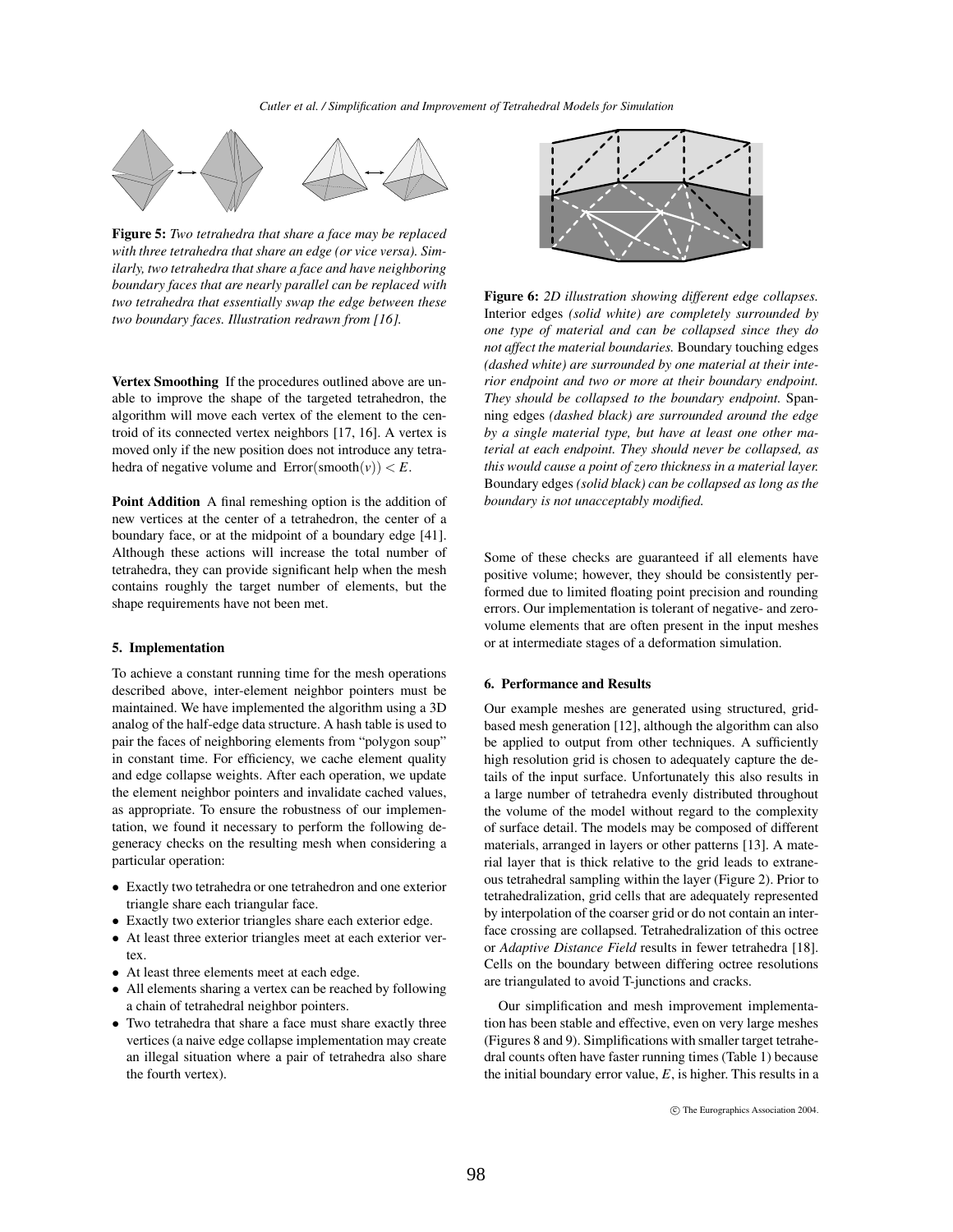**Figure 5:** *Two tetrahedra that share a face may be replaced with three tetrahedra that share an edge (or vice versa). Similarly, two tetrahedra that share a face and have neighboring boundary faces that are nearly parallel can be replaced with two tetrahedra that essentially swap the edge between these two boundary faces. Illustration redrawn from [16].*

**Vertex Smoothing** If the procedures outlined above are unable to improve the shape of the targeted tetrahedron, the algorithm will move each vertex of the element to the centroid of its connected vertex neighbors [17, 16]. A vertex is moved only if the new position does not introduce any tetrahedra of negative volume and $\text{Error}(\text{smooth}(v)) < E$.

**Point Addition** A final remeshing option is the addition of new vertices at the center of a tetrahedron, the center of a boundary face, or at the midpoint of a boundary edge [41]. Although these actions will increase the total number of tetrahedra, they can provide significant help when the mesh contains roughly the target number of elements, but the shape requirements have not been met.

## 5. Implementation

To achieve a constant running time for the mesh operations described above, inter-element neighbor pointers must be maintained. We have implemented the algorithm using a 3D analog of the half-edge data structure. A hash table is used to pair the faces of neighboring elements from "polygon soup" in constant time. For efficiency, we cache element quality and edge collapse weights. After each operation, we update the element neighbor pointers and invalidate cached values, as appropriate. To ensure the robustness of our implementation, we found it necessary to perform the following degeneracy checks on the resulting mesh when considering a particular operation:

- Exactly two tetrahedra or one tetrahedron and one exterior triangle share each triangular face.
- Exactly two exterior triangles share each exterior edge.
- At least three exterior triangles meet at each exterior vertex.
- At least three elements meet at each edge.
- All elements sharing a vertex can be reached by following a chain of tetrahedral neighbor pointers.
- Two tetrahedra that share a face must share exactly three vertices (a naive edge collapse implementation may create an illegal situation where a pair of tetrahedra also share the fourth vertex).

**Figure 6:** *2D illustration showing different edge collapses.* Interior edges *(solid white) are completely surrounded by one type of material and can be collapsed since they do not affect the material boundaries.* Boundary touching edges *(dashed white) are surrounded by one material at their interior endpoint and two or more at their boundary endpoint. They should be collapsed to the boundary endpoint.* Spanning edges *(dashed black) are surrounded around the edge by a single material type, but have at least one other material at each endpoint. They should never be collapsed, as this would cause a point of zero thickness in a material layer.* Boundary edges *(solid black) can be collapsed as long as the boundary is not unacceptably modified.*

Some of these checks are guaranteed if all elements have positive volume; however, they should be consistently performed due to limited floating point precision and rounding errors. Our implementation is tolerant of negative- and zero-volume elements that are often present in the input meshes or at intermediate stages of a deformation simulation.

## 6. Performance and Results

Our example meshes are generated using structured, grid-based mesh generation [12], although the algorithm can also be applied to output from other techniques. A sufficiently high resolution grid is chosen to adequately capture the details of the input surface. Unfortunately this also results in a large number of tetrahedra evenly distributed throughout the volume of the model without regard to the complexity of surface detail. The models may be composed of different materials, arranged in layers or other patterns [13]. A material layer that is thick relative to the grid leads to extraneous tetrahedral sampling within the layer (Figure 2). Prior to tetrahedralization, grid cells that are adequately represented by interpolation of the coarser grid or do not contain an interface crossing are collapsed. Tetrahedralization of this octree or *Adaptive Distance Field* results in fewer tetrahedra [18]. Cells on the boundary between differing octree resolutions are triangulated to avoid T-junctions and cracks.

Our simplification and mesh improvement implementation has been stable and effective, even on very large meshes (Figures 8 and 9). Simplifications with smaller target tetrahedral counts often have faster running times (Table 1) because the initial boundary error value, $E$, is higher. This results in a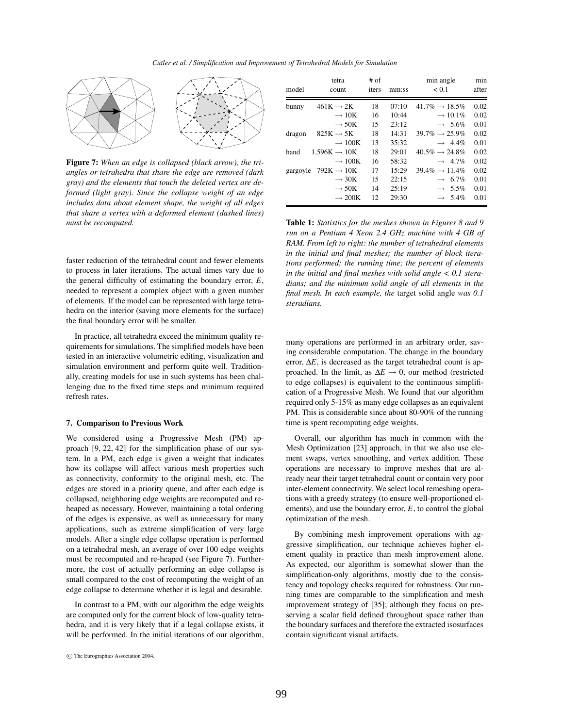**Figure 7:** *When an edge is collapsed (black arrow), the triangles or tetrahedra that share the edge are removed (dark gray) and the elements that touch the deleted vertex are deformed (light gray). Since the collapse weight of an edge includes data about element shape, the weight of all edges that share a vertex with a deformed element (dashed lines) must be recomputed.*

faster reduction of the tetrahedral count and fewer elements to process in later iterations. The actual times vary due to the general difficulty of estimating the boundary error, $E$, needed to represent a complex object with a given number of elements. If the model can be represented with large tetrahedra on the interior (saving more elements for the surface) the final boundary error will be smaller.

In practice, all tetrahedra exceed the minimum quality requirements for simulations. The simplified models have been tested in an interactive volumetric editing, visualization and simulation environment and perform quite well. Traditionally, creating models for use in such systems has been challenging due to the fixed time steps and minimum required refresh rates.

### 7. Comparison to Previous Work

We considered using a Progressive Mesh (PM) approach [9, 22, 42] for the simplification phase of our system. In a PM, each edge is given a weight that indicates how its collapse will affect various mesh properties such as connectivity, conformity to the original mesh, etc. The edges are stored in a priority queue, and after each edge is collapsed, neighboring edge weights are recomputed and reheaped as necessary. However, maintaining a total ordering of the edges is expensive, as well as unnecessary for many applications, such as extreme simplification of very large models. After a single edge collapse operation is performed on a tetrahedral mesh, an average of over 100 edge weights must be recomputed and re-heaped (see Figure 7). Furthermore, the cost of actually performing an edge collapse is small compared to the cost of recomputing the weight of an edge collapse to determine whether it is legal and desirable.

In contrast to a PM, with our algorithm the edge weights are computed only for the current block of low-quality tetrahedra, and it is very likely that if a legal collapse exists, it will be performed. In the initial iterations of our algorithm,

| model | tetra count | # of iters | mm:ss | min angle < 0.1 | min after |
|---|---|---|---|---|---|
| bunny | 461K → 2K | 18 | 07:10 | 41.7% → 18.5% | 0.02 |
| | → 10K | 16 | 10:44 | → 10.1% | 0.02 |
| | → 50K | 15 | 23:12 | → 5.6% | 0.01 |
| dragon | 825K → 5K | 18 | 14:31 | 39.7% → 25.9% | 0.02 |
| | → 100K | 13 | 35:32 | → 4.4% | 0.01 |
| hand | 1,596K → 10K | 18 | 29:01 | 40.5% → 24.8% | 0.02 |
| | → 100K | 16 | 58:32 | → 4.7% | 0.02 |
| gargoyle | 792K → 10K | 17 | 15:29 | 39.4% → 11.4% | 0.02 |
| | → 30K | 15 | 22:15 | → 6.7% | 0.01 |
| | → 50K | 14 | 25:19 | → 5.5% | 0.01 |
| | → 200K | 12 | 29:30 | → 5.4% | 0.01 |

**Table 1:** *Statistics for the meshes shown in Figures 8 and 9 run on a Pentium 4 Xeon 2.4 GHz machine with 4 GB of RAM. From left to right: the number of tetrahedral elements in the initial and final meshes; the number of block iterations performed; the running time; the percent of elements in the initial and final meshes with solid angle < 0.1 steradians; and the minimum solid angle of all elements in the final mesh. In each example, the* target solid angle *was 0.1 steradians.*

many operations are performed in an arbitrary order, saving considerable computation. The change in the boundary error, $\Delta E$, is decreased as the target tetrahedral count is approached. In the limit, as $\Delta E \rightarrow 0$, our method (restricted to edge collapses) is equivalent to the continuous simplification of a Progressive Mesh. We found that our algorithm required only 5-15% as many edge collapses as an equivalent PM. This is considerable since about 80-90% of the running time is spent recomputing edge weights.

Overall, our algorithm has much in common with the Mesh Optimization [23] approach, in that we also use element swaps, vertex smoothing, and vertex addition. These operations are necessary to improve meshes that are already near their target tetrahedral count or contain very poor inter-element connectivity. We select local remeshing operations with a greedy strategy (to ensure well-proportioned elements), and use the boundary error, $E$, to control the global optimization of the mesh.

By combining mesh improvement operations with aggressive simplification, our technique achieves higher element quality in practice than mesh improvement alone. As expected, our algorithm is somewhat slower than the simplification-only algorithms, mostly due to the consistency and topology checks required for robustness. Our running times are comparable to the simplification and mesh improvement strategy of [35]; although they focus on preserving a scalar field defined throughout space rather than the boundary surfaces and therefore the extracted isosurfaces contain significant visual artifacts.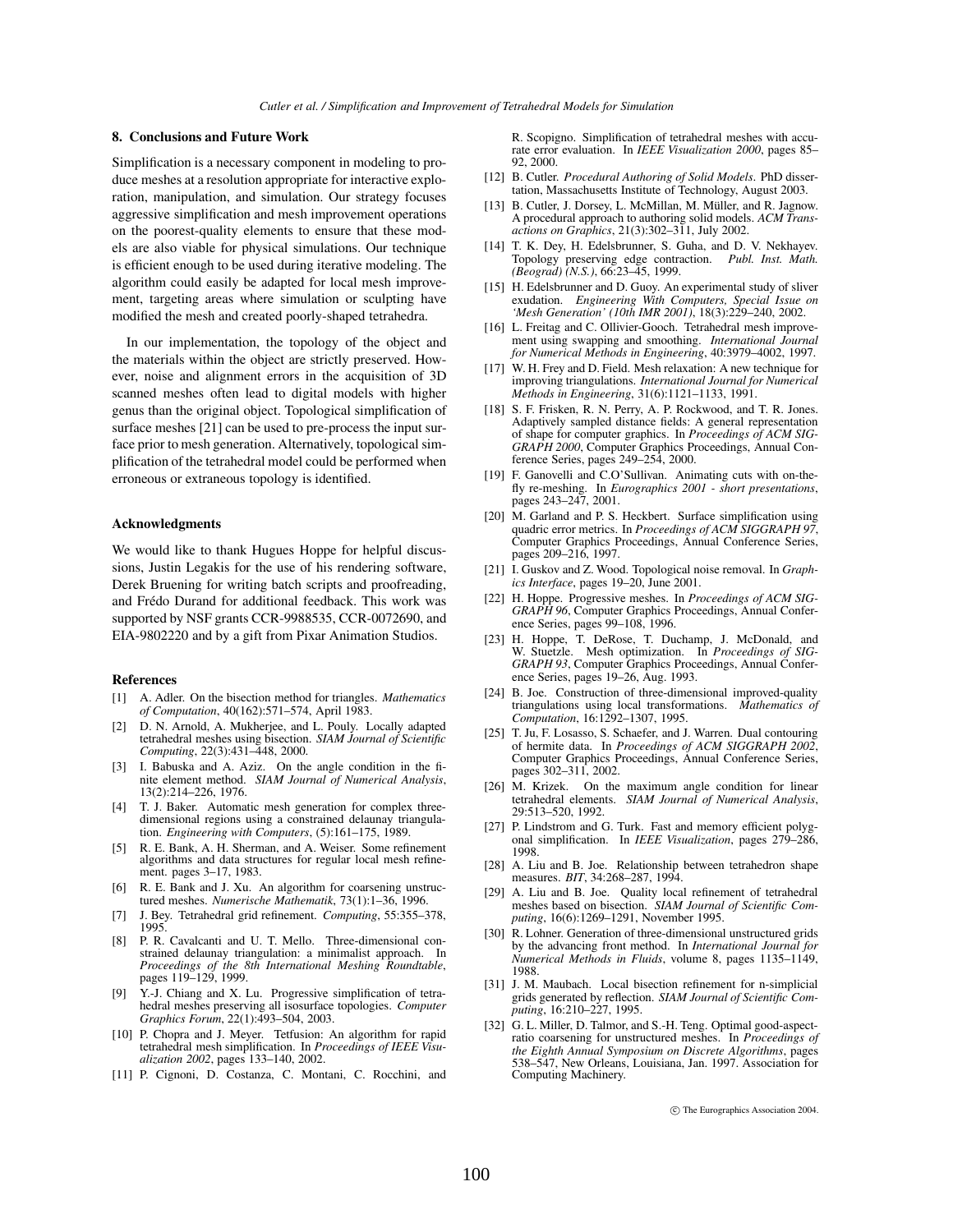## 8. Conclusions and Future Work

Simplification is a necessary component in modeling to produce meshes at a resolution appropriate for interactive exploration, manipulation, and simulation. Our strategy focuses aggressive simplification and mesh improvement operations on the poorest-quality elements to ensure that these models are also viable for physical simulations. Our technique is efficient enough to be used during iterative modeling. The algorithm could easily be adapted for local mesh improvement, targeting areas where simulation or sculpting have modified the mesh and created poorly-shaped tetrahedra.

In our implementation, the topology of the object and the materials within the object are strictly preserved. However, noise and alignment errors in the acquisition of 3D scanned meshes often lead to digital models with higher genus than the original object. Topological simplification of surface meshes [21] can be used to pre-process the input surface prior to mesh generation. Alternatively, topological simplification of the tetrahedral model could be performed when erroneous or extraneous topology is identified.

### Acknowledgments

We would like to thank Hugues Hoppe for helpful discussions, Justin Legakis for the use of his rendering software, Derek Bruening for writing batch scripts and proofreading, and Frédo Durand for additional feedback. This work was supported by NSF grants CCR-9988535, CCR-0072690, and EIA-9802220 and by a gift from Pixar Animation Studios.

### References

[1] A. Adler. On the bisection method for triangles. *Mathematics of Computation*, 40(162):571–574, April 1983.

[2] D. N. Arnold, A. Mukherjee, and L. Pouly. Locally adapted tetrahedral meshes using bisection. *SIAM Journal of Scientific Computing*, 22(3):431–448, 2000.

[3] I. Babuska and A. Aziz. On the angle condition in the finite element method. *SIAM Journal of Numerical Analysis*, 13(2):214–226, 1976.

[4] T. J. Baker. Automatic mesh generation for complex three-dimensional regions using a constrained delaunay triangulation. *Engineering with Computers*, (5):161–175, 1989.

[5] R. E. Bank, A. H. Sherman, and A. Weiser. Some refinement algorithms and data structures for regular local mesh refinement. pages 3–17, 1983.

[6] R. E. Bank and J. Xu. An algorithm for coarsening unstructured meshes. *Numerische Mathematik*, 73(1):1–36, 1996.

[7] J. Bey. Tetrahedral grid refinement. *Computing*, 55:355–378, 1995.

[8] P. R. Cavalcanti and U. T. Mello. Three-dimensional constrained delaunay triangulation: a minimalist approach. In *Proceedings of the 8th International Meshing Roundtable*, pages 119–129, 1999.

[9] Y.-J. Chiang and X. Lu. Progressive simplification of tetrahedral meshes preserving all isosurface topologies. *Computer Graphics Forum*, 22(1):493–504, 2003.

[10] P. Chopra and J. Meyer. Tetfusion: An algorithm for rapid tetrahedral mesh simplification. In *Proceedings of IEEE Visualization 2002*, pages 133–140, 2002.

[11] P. Cignoni, D. Costanza, C. Montani, C. Rocchini, and R. Scopigno. Simplification of tetrahedral meshes with accurate error evaluation. In *IEEE Visualization 2000*, pages 85–92, 2000.

[12] B. Cutler. *Procedural Authoring of Solid Models*. PhD dissertation, Massachusetts Institute of Technology, August 2003.

[13] B. Cutler, J. Dorsey, L. McMillan, M. Müller, and R. Jagnow. A procedural approach to authoring solid models. *ACM Transactions on Graphics*, 21(3):302–311, July 2002.

[14] T. K. Dey, H. Edelsbrunner, S. Guha, and D. V. Nekhayev. Topology preserving edge contraction. *Publ. Inst. Math. (Beograd) (N.S.)*, 66:23–45, 1999.

[15] H. Edelsbrunner and D. Guoy. An experimental study of sliver exudation. *Engineering With Computers, Special Issue on 'Mesh Generation' (10th IMR 2001)*, 18(3):229–240, 2002.

[16] L. Freitag and C. Ollivier-Gooch. Tetrahedral mesh improvement using swapping and smoothing. *International Journal for Numerical Methods in Engineering*, 40:3979–4002, 1997.

[17] W. H. Frey and D. Field. Mesh relaxation: A new technique for improving triangulations. *International Journal for Numerical Methods in Engineering*, 31(6):1121–1133, 1991.

[18] S. F. Frisken, R. N. Perry, A. P. Rockwood, and T. R. Jones. Adaptively sampled distance fields: A general representation of shape for computer graphics. In *Proceedings of ACM SIGGRAPH 2000*, Computer Graphics Proceedings, Annual Conference Series, pages 249–254, 2000.

[19] F. Ganovelli and C.O'Sullivan. Animating cuts with on-the-fly re-meshing. In *Eurographics 2001 - short presentations*, pages 243–247, 2001.

[20] M. Garland and P. S. Heckbert. Surface simplification using quadric error metrics. In *Proceedings of ACM SIGGRAPH 97*, Computer Graphics Proceedings, Annual Conference Series, pages 209–216, 1997.

[21] I. Guskov and Z. Wood. Topological noise removal. In *Graphics Interface*, pages 19–20, June 2001.

[22] H. Hoppe. Progressive meshes. In *Proceedings of ACM SIGGRAPH 96*, Computer Graphics Proceedings, Annual Conference Series, pages 99–108, 1996.

[23] H. Hoppe, T. DeRose, T. Duchamp, J. McDonald, and W. Stuetzle. Mesh optimization. In *Proceedings of SIGGRAPH 93*, Computer Graphics Proceedings, Annual Conference Series, pages 19–26, Aug. 1993.

[24] B. Joe. Construction of three-dimensional improved-quality triangulations using local transformations. *Mathematics of Computation*, 16:1292–1307, 1995.

[25] T. Ju, F. Losasso, S. Schaefer, and J. Warren. Dual contouring of hermite data. In *Proceedings of ACM SIGGRAPH 2002*, Computer Graphics Proceedings, Annual Conference Series, pages 302–311, 2002.

[26] M. Krizek. On the maximum angle condition for linear tetrahedral elements. *SIAM Journal of Numerical Analysis*, 29:513–520, 1992.

[27] P. Lindstrom and G. Turk. Fast and memory efficient polygonal simplification. In *IEEE Visualization*, pages 279–286, 1998.

[28] A. Liu and B. Joe. Relationship between tetrahedron shape measures. *BIT*, 34:268–287, 1994.

[29] A. Liu and B. Joe. Quality local refinement of tetrahedral meshes based on bisection. *SIAM Journal of Scientific Computing*, 16(6):1269–1291, November 1995.

[30] R. Lohner. Generation of three-dimensional unstructured grids by the advancing front method. In *International Journal for Numerical Methods in Fluids*, volume 8, pages 1135–1149, 1988.

[31] J. M. Maubach. Local bisection refinement for n-simplicial grids generated by reflection. *SIAM Journal of Scientific Computing*, 16:210–227, 1995.

[32] G. L. Miller, D. Talmor, and S.-H. Teng. Optimal good-aspect-ratio coarsening for unstructured meshes. In *Proceedings of the Eighth Annual Symposium on Discrete Algorithms*, pages 538–547, New Orleans, Louisiana, Jan. 1997. Association for Computing Machinery.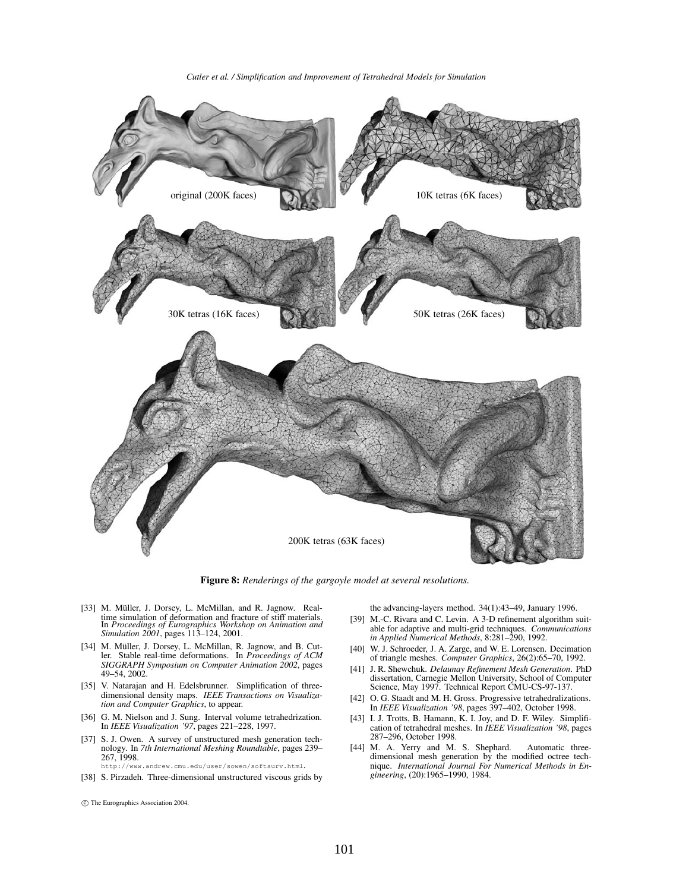original (200K faces)

10K tetras (6K faces)

30K tetras (16K faces)

50K tetras (26K faces)

200K tetras (63K faces)

**Figure 8:** *Renderings of the gargoyle model at several resolutions.*

[33] M. Müller, J. Dorsey, L. McMillan, and R. Jagnow. Real-time simulation of deformation and fracture of stiff materials. In *Proceedings of Eurographics Workshop on Animation and Simulation 2001*, pages 113–124, 2001.

[34] M. Müller, J. Dorsey, L. McMillan, R. Jagnow, and B. Cutler. Stable real-time deformations. In *Proceedings of ACM SIGGRAPH Symposium on Computer Animation 2002*, pages 49–54, 2002.

[35] V. Natarajan and H. Edelsbrunner. Simplification of three-dimensional density maps. *IEEE Transactions on Visualization and Computer Graphics*, to appear.

[36] G. M. Nielson and J. Sung. Interval volume tetrahedrization. In *IEEE Visualization '97*, pages 221–228, 1997.

[37] S. J. Owen. A survey of unstructured mesh generation technology. In *7th International Meshing Roundtable*, pages 239–267, 1998. http://www.andrew.cmu.edu/user/sowen/softsurv.html.

[38] S. Pirzadeh. Three-dimensional unstructured viscous grids by the advancing-layers method. 34(1):43–49, January 1996.

[39] M.-C. Rivara and C. Levin. A 3-D refinement algorithm suitable for adaptive and multi-grid techniques. *Communications in Applied Numerical Methods*, 8:281–290, 1992.

[40] W. J. Schroeder, J. A. Zarge, and W. E. Lorensen. Decimation of triangle meshes. *Computer Graphics*, 26(2):65–70, 1992.

[41] J. R. Shewchuk. *Delaunay Refinement Mesh Generation*. PhD dissertation, Carnegie Mellon University, School of Computer Science, May 1997. Technical Report CMU-CS-97-137.

[42] O. G. Staadt and M. H. Gross. Progressive tetrahedralizations. In *IEEE Visualization '98*, pages 397–402, October 1998.

[43] I. J. Trotts, B. Hamann, K. I. Joy, and D. F. Wiley. Simplification of tetrahedral meshes. In *IEEE Visualization '98*, pages 287–296, October 1998.

[44] M. A. Yerry and M. S. Shephard. Automatic three-dimensional mesh generation by the modified octree technique. *International Journal For Numerical Methods in Engineering*, (20):1965–1990, 1984.

© The Eurographics Association 2004.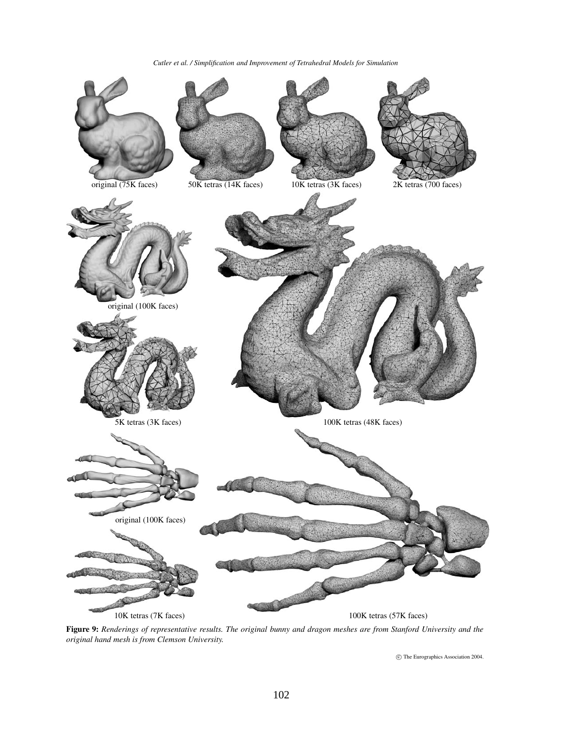original (75K faces)

50K tetras (14K faces)

10K tetras (3K faces)

2K tetras (700 faces)

original (100K faces)

5K tetras (3K faces)

100K tetras (48K faces)

original (100K faces)

10K tetras (7K faces)

100K tetras (57K faces)

**Figure 9:** *Renderings of representative results. The original bunny and dragon meshes are from Stanford University and the original hand mesh is from Clemson University.*